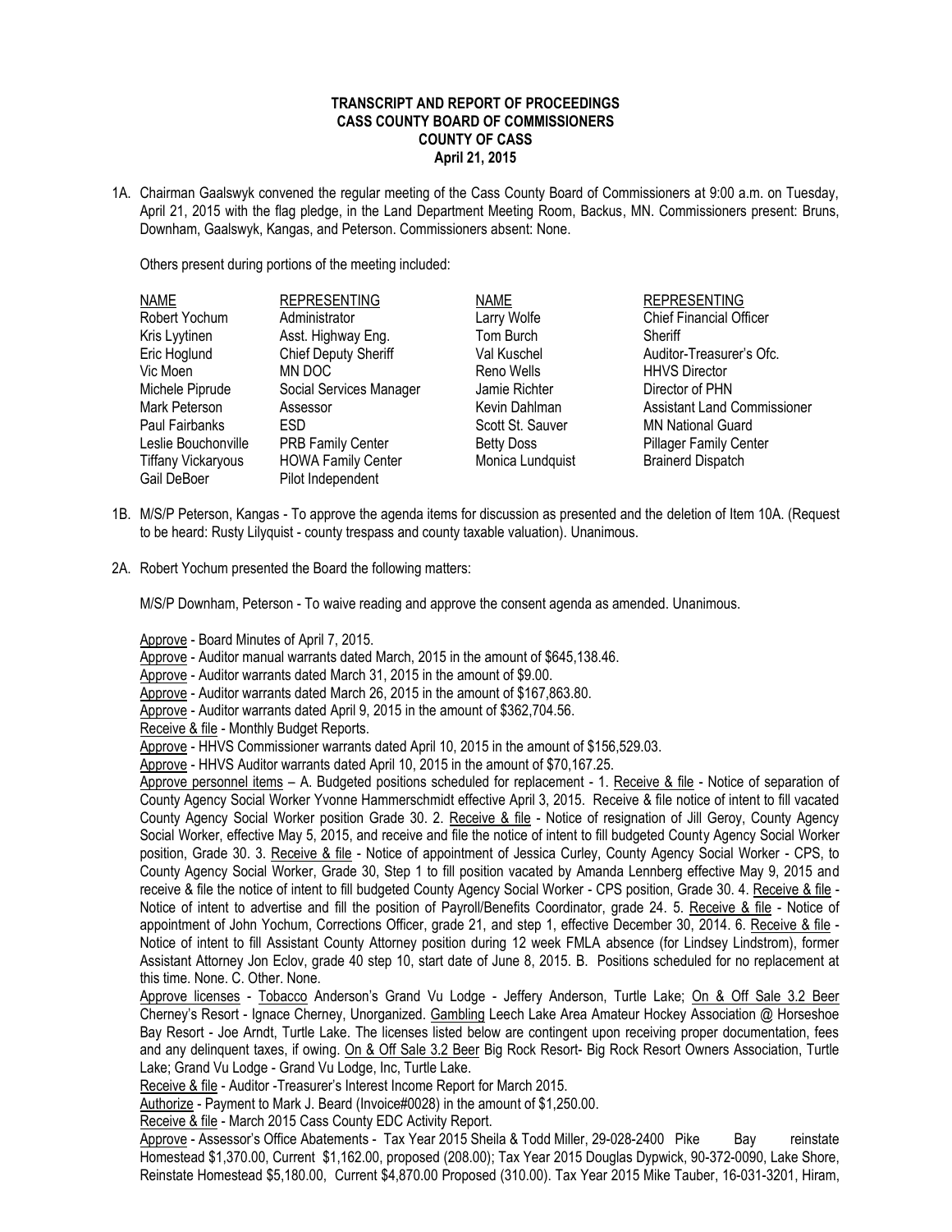**TRANSCRIPT AND REPORT OF PROCEEDINGS**
**CASS COUNTY BOARD OF COMMISSIONERS**
**COUNTY OF CASS**
**April 21, 2015**

1A. Chairman Gaalswyk convened the regular meeting of the Cass County Board of Commissioners at 9:00 a.m. on Tuesday, April 21, 2015 with the flag pledge, in the Land Department Meeting Room, Backus, MN. Commissioners present: Bruns, Downham, Gaalswyk, Kangas, and Peterson. Commissioners absent: None.

Others present during portions of the meeting included:

| NAME | REPRESENTING | NAME | REPRESENTING |
|---|---|---|---|
| Robert Yochum | Administrator | Larry Wolfe | Chief Financial Officer |
| Kris Lyytinen | Asst. Highway Eng. | Tom Burch | Sheriff |
| Eric Hoglund | Chief Deputy Sheriff | Val Kuschel | Auditor-Treasurer's Ofc. |
| Vic Moen | MN DOC | Reno Wells | HHVS Director |
| Michele Piprude | Social Services Manager | Jamie Richter | Director of PHN |
| Mark Peterson | Assessor | Kevin Dahlman | Assistant Land Commissioner |
| Paul Fairbanks | ESD | Scott St. Sauver | MN National Guard |
| Leslie Bouchonville | PRB Family Center | Betty Doss | Pillager Family Center |
| Tiffany Vickaryous | HOWA Family Center | Monica Lundquist | Brainerd Dispatch |
| Gail DeBoer | Pilot Independent | | |

1B. M/S/P Peterson, Kangas - To approve the agenda items for discussion as presented and the deletion of Item 10A. (Request to be heard: Rusty Lilyquist - county trespass and county taxable valuation). Unanimous.

2A. Robert Yochum presented the Board the following matters:

M/S/P Downham, Peterson - To waive reading and approve the consent agenda as amended. Unanimous.

Approve - Board Minutes of April 7, 2015.
Approve - Auditor manual warrants dated March, 2015 in the amount of $645,138.46.
Approve - Auditor warrants dated March 31, 2015 in the amount of $9.00.
Approve - Auditor warrants dated March 26, 2015 in the amount of $167,863.80.
Approve - Auditor warrants dated April 9, 2015 in the amount of $362,704.56.
Receive & file - Monthly Budget Reports.
Approve - HHVS Commissioner warrants dated April 10, 2015 in the amount of $156,529.03.
Approve - HHVS Auditor warrants dated April 10, 2015 in the amount of $70,167.25.
Approve personnel items – A. Budgeted positions scheduled for replacement - 1. Receive & file - Notice of separation of County Agency Social Worker Yvonne Hammerschmidt effective April 3, 2015. Receive & file notice of intent to fill vacated County Agency Social Worker position Grade 30. 2. Receive & file - Notice of resignation of Jill Geroy, County Agency Social Worker, effective May 5, 2015, and receive and file the notice of intent to fill budgeted County Agency Social Worker position, Grade 30. 3. Receive & file - Notice of appointment of Jessica Curley, County Agency Social Worker - CPS, to County Agency Social Worker, Grade 30, Step 1 to fill position vacated by Amanda Lennberg effective May 9, 2015 and receive & file the notice of intent to fill budgeted County Agency Social Worker - CPS position, Grade 30. 4. Receive & file - Notice of intent to advertise and fill the position of Payroll/Benefits Coordinator, grade 24. 5. Receive & file - Notice of appointment of John Yochum, Corrections Officer, grade 21, and step 1, effective December 30, 2014. 6. Receive & file - Notice of intent to fill Assistant County Attorney position during 12 week FMLA absence (for Lindsey Lindstrom), former Assistant Attorney Jon Eclov, grade 40 step 10, start date of June 8, 2015. B. Positions scheduled for no replacement at this time. None. C. Other. None.
Approve licenses - Tobacco Anderson's Grand Vu Lodge - Jeffery Anderson, Turtle Lake; On & Off Sale 3.2 Beer Cherney's Resort - Ignace Cherney, Unorganized. Gambling Leech Lake Area Amateur Hockey Association @ Horseshoe Bay Resort - Joe Arndt, Turtle Lake. The licenses listed below are contingent upon receiving proper documentation, fees and any delinquent taxes, if owing. On & Off Sale 3.2 Beer Big Rock Resort- Big Rock Resort Owners Association, Turtle Lake; Grand Vu Lodge - Grand Vu Lodge, Inc, Turtle Lake.
Receive & file - Auditor -Treasurer's Interest Income Report for March 2015.
Authorize - Payment to Mark J. Beard (Invoice#0028) in the amount of $1,250.00.
Receive & file - March 2015 Cass County EDC Activity Report.
Approve - Assessor's Office Abatements - Tax Year 2015 Sheila & Todd Miller, 29-028-2400 Pike Bay reinstate Homestead $1,370.00, Current $1,162.00, proposed (208.00); Tax Year 2015 Douglas Dypwick, 90-372-0090, Lake Shore, Reinstate Homestead $5,180.00, Current $4,870.00 Proposed (310.00). Tax Year 2015 Mike Tauber, 16-031-3201, Hiram,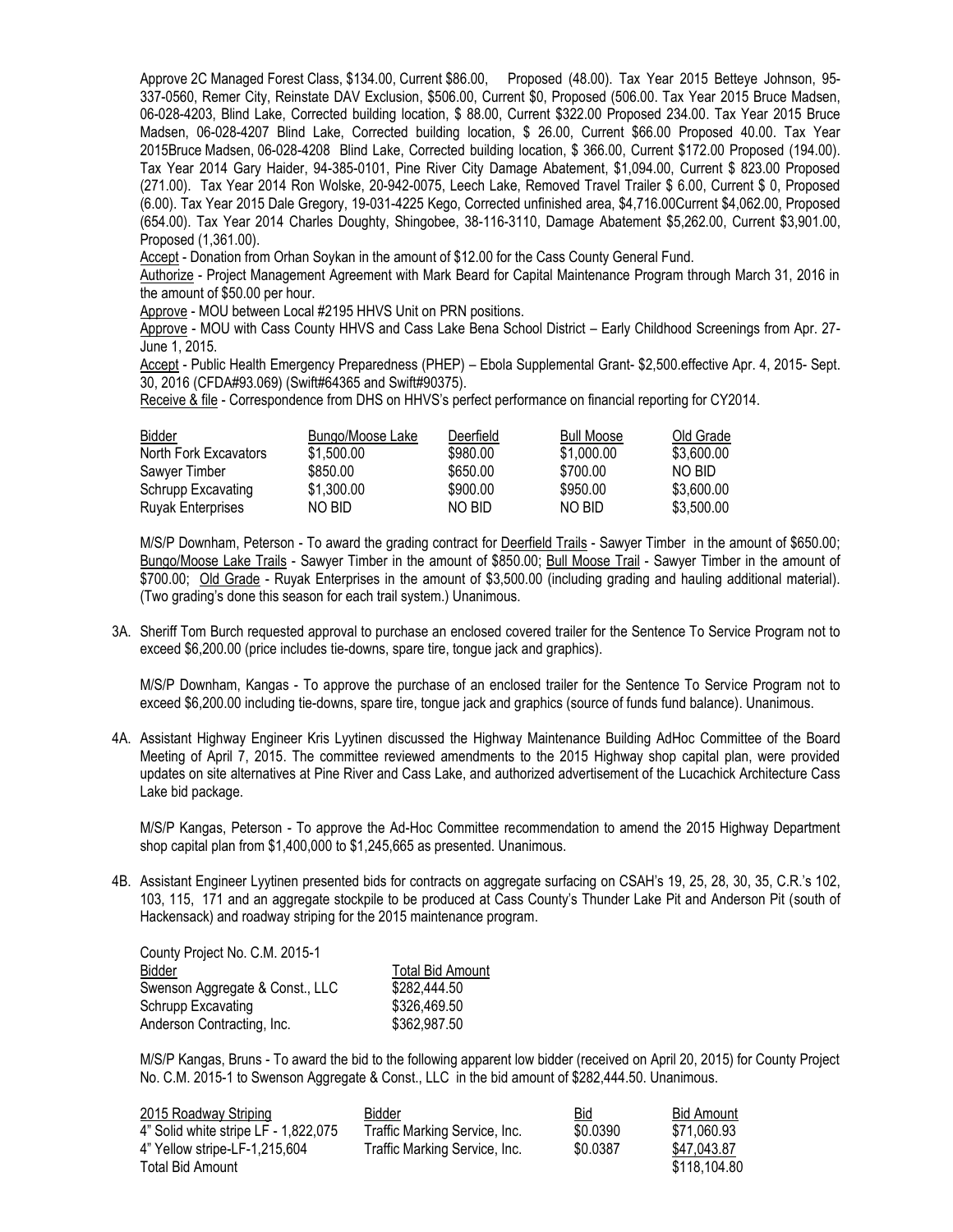Approve 2C Managed Forest Class, $134.00, Current $86.00, Proposed (48.00). Tax Year 2015 Betteye Johnson, 95-337-0560, Remer City, Reinstate DAV Exclusion, $506.00, Current $0, Proposed (506.00. Tax Year 2015 Bruce Madsen, 06-028-4203, Blind Lake, Corrected building location, $ 88.00, Current $322.00 Proposed 234.00. Tax Year 2015 Bruce Madsen, 06-028-4207 Blind Lake, Corrected building location, $ 26.00, Current $66.00 Proposed 40.00. Tax Year 2015Bruce Madsen, 06-028-4208 Blind Lake, Corrected building location, $ 366.00, Current $172.00 Proposed (194.00). Tax Year 2014 Gary Haider, 94-385-0101, Pine River City Damage Abatement, $1,094.00, Current $ 823.00 Proposed (271.00). Tax Year 2014 Ron Wolske, 20-942-0075, Leech Lake, Removed Travel Trailer $ 6.00, Current $ 0, Proposed (6.00). Tax Year 2015 Dale Gregory, 19-031-4225 Kego, Corrected unfinished area, $4,716.00Current $4,062.00, Proposed (654.00). Tax Year 2014 Charles Doughty, Shingobee, 38-116-3110, Damage Abatement $5,262.00, Current $3,901.00, Proposed (1,361.00).

Accept - Donation from Orhan Soykan in the amount of $12.00 for the Cass County General Fund.

Authorize - Project Management Agreement with Mark Beard for Capital Maintenance Program through March 31, 2016 in the amount of $50.00 per hour.

Approve - MOU between Local #2195 HHVS Unit on PRN positions.

Approve - MOU with Cass County HHVS and Cass Lake Bena School District – Early Childhood Screenings from Apr. 27-June 1, 2015.

Accept - Public Health Emergency Preparedness (PHEP) – Ebola Supplemental Grant- $2,500.effective Apr. 4, 2015- Sept. 30, 2016 (CFDA#93.069) (Swift#64365 and Swift#90375).

Receive & file - Correspondence from DHS on HHVS's perfect performance on financial reporting for CY2014.

| Bidder | Bungo/Moose Lake | Deerfield | Bull Moose | Old Grade |
|---|---|---|---|---|
| North Fork Excavators | $1,500.00 | $980.00 | $1,000.00 | $3,600.00 |
| Sawyer Timber | $850.00 | $650.00 | $700.00 | NO BID |
| Schrupp Excavating | $1,300.00 | $900.00 | $950.00 | $3,600.00 |
| Ruyak Enterprises | NO BID | NO BID | NO BID | $3,500.00 |

M/S/P Downham, Peterson - To award the grading contract for Deerfield Trails - Sawyer Timber in the amount of $650.00; Bungo/Moose Lake Trails - Sawyer Timber in the amount of $850.00; Bull Moose Trail - Sawyer Timber in the amount of $700.00; Old Grade - Ruyak Enterprises in the amount of $3,500.00 (including grading and hauling additional material). (Two grading's done this season for each trail system.) Unanimous.

3A. Sheriff Tom Burch requested approval to purchase an enclosed covered trailer for the Sentence To Service Program not to exceed $6,200.00 (price includes tie-downs, spare tire, tongue jack and graphics).

M/S/P Downham, Kangas - To approve the purchase of an enclosed trailer for the Sentence To Service Program not to exceed $6,200.00 including tie-downs, spare tire, tongue jack and graphics (source of funds fund balance). Unanimous.

4A. Assistant Highway Engineer Kris Lyytinen discussed the Highway Maintenance Building AdHoc Committee of the Board Meeting of April 7, 2015. The committee reviewed amendments to the 2015 Highway shop capital plan, were provided updates on site alternatives at Pine River and Cass Lake, and authorized advertisement of the Lucachick Architecture Cass Lake bid package.

M/S/P Kangas, Peterson - To approve the Ad-Hoc Committee recommendation to amend the 2015 Highway Department shop capital plan from $1,400,000 to $1,245,665 as presented. Unanimous.

4B. Assistant Engineer Lyytinen presented bids for contracts on aggregate surfacing on CSAH's 19, 25, 28, 30, 35, C.R.'s 102, 103, 115, 171 and an aggregate stockpile to be produced at Cass County's Thunder Lake Pit and Anderson Pit (south of Hackensack) and roadway striping for the 2015 maintenance program.

County Project No. C.M. 2015-1

| Bidder | Total Bid Amount |
|---|---|
| Swenson Aggregate & Const., LLC | $282,444.50 |
| Schrupp Excavating | $326,469.50 |
| Anderson Contracting, Inc. | $362,987.50 |

M/S/P Kangas, Bruns - To award the bid to the following apparent low bidder (received on April 20, 2015) for County Project No. C.M. 2015-1 to Swenson Aggregate & Const., LLC in the bid amount of $282,444.50. Unanimous.

| 2015 Roadway Striping | Bidder | Bid | Bid Amount |
|---|---|---|---|
| 4" Solid white stripe LF - 1,822,075 | Traffic Marking Service, Inc. | $0.0390 | $71,060.93 |
| 4" Yellow stripe-LF-1,215,604 | Traffic Marking Service, Inc. | $0.0387 | $47,043.87 |
| Total Bid Amount | | | $118,104.80 |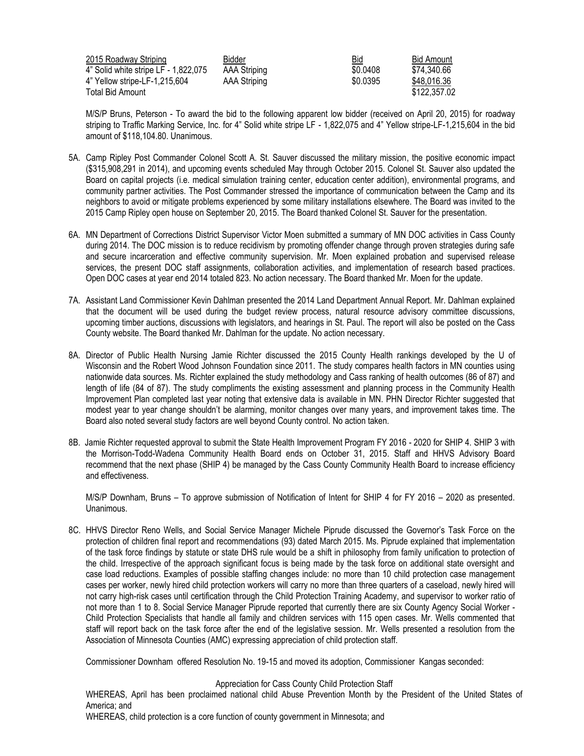| 2015 Roadway Striping | Bidder | Bid | Bid Amount |
|---|---|---|---|
| 4" Solid white stripe LF - 1,822,075 | AAA Striping | $0.0408 | $74,340.66 |
| 4" Yellow stripe-LF-1,215,604 | AAA Striping | $0.0395 | $48,016.36 |
| Total Bid Amount | | | $122,357.02 |

M/S/P Bruns, Peterson - To award the bid to the following apparent low bidder (received on April 20, 2015) for roadway striping to Traffic Marking Service, Inc. for 4" Solid white stripe LF - 1,822,075 and 4" Yellow stripe-LF-1,215,604 in the bid amount of $118,104.80. Unanimous.

5A. Camp Ripley Post Commander Colonel Scott A. St. Sauver discussed the military mission, the positive economic impact ($315,908,291 in 2014), and upcoming events scheduled May through October 2015. Colonel St. Sauver also updated the Board on capital projects (i.e. medical simulation training center, education center addition), environmental programs, and community partner activities. The Post Commander stressed the importance of communication between the Camp and its neighbors to avoid or mitigate problems experienced by some military installations elsewhere. The Board was invited to the 2015 Camp Ripley open house on September 20, 2015. The Board thanked Colonel St. Sauver for the presentation.

6A. MN Department of Corrections District Supervisor Victor Moen submitted a summary of MN DOC activities in Cass County during 2014. The DOC mission is to reduce recidivism by promoting offender change through proven strategies during safe and secure incarceration and effective community supervision. Mr. Moen explained probation and supervised release services, the present DOC staff assignments, collaboration activities, and implementation of research based practices. Open DOC cases at year end 2014 totaled 823. No action necessary. The Board thanked Mr. Moen for the update.

7A. Assistant Land Commissioner Kevin Dahlman presented the 2014 Land Department Annual Report. Mr. Dahlman explained that the document will be used during the budget review process, natural resource advisory committee discussions, upcoming timber auctions, discussions with legislators, and hearings in St. Paul. The report will also be posted on the Cass County website. The Board thanked Mr. Dahlman for the update. No action necessary.

8A. Director of Public Health Nursing Jamie Richter discussed the 2015 County Health rankings developed by the U of Wisconsin and the Robert Wood Johnson Foundation since 2011. The study compares health factors in MN counties using nationwide data sources. Ms. Richter explained the study methodology and Cass ranking of health outcomes (86 of 87) and length of life (84 of 87). The study compliments the existing assessment and planning process in the Community Health Improvement Plan completed last year noting that extensive data is available in MN. PHN Director Richter suggested that modest year to year change shouldn't be alarming, monitor changes over many years, and improvement takes time. The Board also noted several study factors are well beyond County control. No action taken.

8B. Jamie Richter requested approval to submit the State Health Improvement Program FY 2016 - 2020 for SHIP 4. SHIP 3 with the Morrison-Todd-Wadena Community Health Board ends on October 31, 2015. Staff and HHVS Advisory Board recommend that the next phase (SHIP 4) be managed by the Cass County Community Health Board to increase efficiency and effectiveness.

M/S/P Downham, Bruns – To approve submission of Notification of Intent for SHIP 4 for FY 2016 – 2020 as presented. Unanimous.

8C. HHVS Director Reno Wells, and Social Service Manager Michele Piprude discussed the Governor's Task Force on the protection of children final report and recommendations (93) dated March 2015. Ms. Piprude explained that implementation of the task force findings by statute or state DHS rule would be a shift in philosophy from family unification to protection of the child. Irrespective of the approach significant focus is being made by the task force on additional state oversight and case load reductions. Examples of possible staffing changes include: no more than 10 child protection case management cases per worker, newly hired child protection workers will carry no more than three quarters of a caseload, newly hired will not carry high-risk cases until certification through the Child Protection Training Academy, and supervisor to worker ratio of not more than 1 to 8. Social Service Manager Piprude reported that currently there are six County Agency Social Worker - Child Protection Specialists that handle all family and children services with 115 open cases. Mr. Wells commented that staff will report back on the task force after the end of the legislative session. Mr. Wells presented a resolution from the Association of Minnesota Counties (AMC) expressing appreciation of child protection staff.

Commissioner Downham offered Resolution No. 19-15 and moved its adoption, Commissioner Kangas seconded:

Appreciation for Cass County Child Protection Staff

WHEREAS, April has been proclaimed national child Abuse Prevention Month by the President of the United States of America; and

WHEREAS, child protection is a core function of county government in Minnesota; and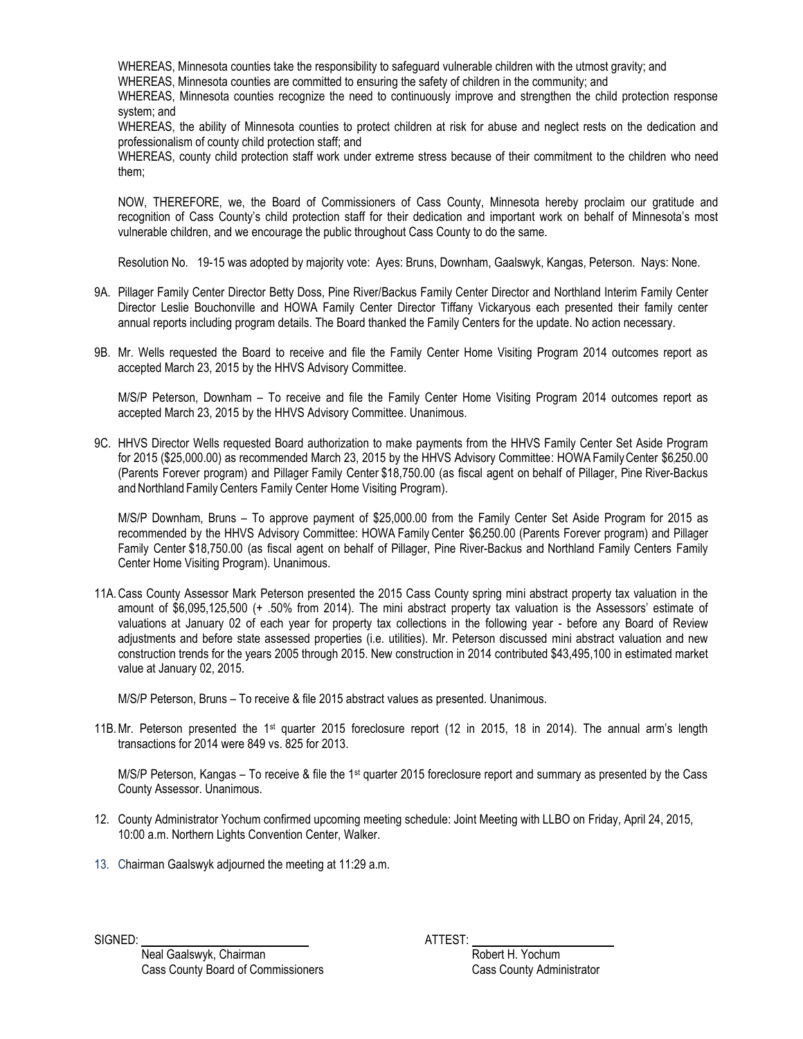WHEREAS, Minnesota counties take the responsibility to safeguard vulnerable children with the utmost gravity; and
WHEREAS, Minnesota counties are committed to ensuring the safety of children in the community; and
WHEREAS, Minnesota counties recognize the need to continuously improve and strengthen the child protection response system; and
WHEREAS, the ability of Minnesota counties to protect children at risk for abuse and neglect rests on the dedication and professionalism of county child protection staff; and
WHEREAS, county child protection staff work under extreme stress because of their commitment to the children who need them;

NOW, THEREFORE, we, the Board of Commissioners of Cass County, Minnesota hereby proclaim our gratitude and recognition of Cass County's child protection staff for their dedication and important work on behalf of Minnesota's most vulnerable children, and we encourage the public throughout Cass County to do the same.

Resolution No. 19-15 was adopted by majority vote: Ayes: Bruns, Downham, Gaalswyk, Kangas, Peterson. Nays: None.

9A. Pillager Family Center Director Betty Doss, Pine River/Backus Family Center Director and Northland Interim Family Center Director Leslie Bouchonville and HOWA Family Center Director Tiffany Vickaryous each presented their family center annual reports including program details. The Board thanked the Family Centers for the update. No action necessary.

9B. Mr. Wells requested the Board to receive and file the Family Center Home Visiting Program 2014 outcomes report as accepted March 23, 2015 by the HHVS Advisory Committee.

M/S/P Peterson, Downham – To receive and file the Family Center Home Visiting Program 2014 outcomes report as accepted March 23, 2015 by the HHVS Advisory Committee. Unanimous.

9C. HHVS Director Wells requested Board authorization to make payments from the HHVS Family Center Set Aside Program for 2015 ($25,000.00) as recommended March 23, 2015 by the HHVS Advisory Committee: HOWA Family Center $6,250.00 (Parents Forever program) and Pillager Family Center $18,750.00 (as fiscal agent on behalf of Pillager, Pine River-Backus and Northland Family Centers Family Center Home Visiting Program).

M/S/P Downham, Bruns – To approve payment of $25,000.00 from the Family Center Set Aside Program for 2015 as recommended by the HHVS Advisory Committee: HOWA Family Center $6,250.00 (Parents Forever program) and Pillager Family Center $18,750.00 (as fiscal agent on behalf of Pillager, Pine River-Backus and Northland Family Centers Family Center Home Visiting Program). Unanimous.

11A. Cass County Assessor Mark Peterson presented the 2015 Cass County spring mini abstract property tax valuation in the amount of $6,095,125,500 (+ .50% from 2014). The mini abstract property tax valuation is the Assessors' estimate of valuations at January 02 of each year for property tax collections in the following year - before any Board of Review adjustments and before state assessed properties (i.e. utilities). Mr. Peterson discussed mini abstract valuation and new construction trends for the years 2005 through 2015. New construction in 2014 contributed $43,495,100 in estimated market value at January 02, 2015.

M/S/P Peterson, Bruns – To receive & file 2015 abstract values as presented. Unanimous.

11B. Mr. Peterson presented the 1st quarter 2015 foreclosure report (12 in 2015, 18 in 2014). The annual arm's length transactions for 2014 were 849 vs. 825 for 2013.

M/S/P Peterson, Kangas – To receive & file the 1st quarter 2015 foreclosure report and summary as presented by the Cass County Assessor. Unanimous.

12. County Administrator Yochum confirmed upcoming meeting schedule: Joint Meeting with LLBO on Friday, April 24, 2015, 10:00 a.m. Northern Lights Convention Center, Walker.

13. Chairman Gaalswyk adjourned the meeting at 11:29 a.m.

SIGNED: ____________________
Neal Gaalswyk, Chairman
Cass County Board of Commissioners

ATTEST: ____________________
Robert H. Yochum
Cass County Administrator